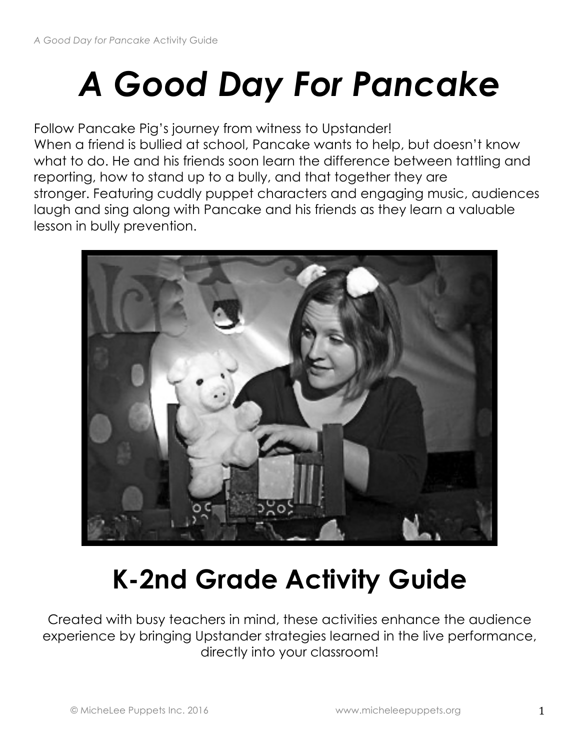# *A Good Day For Pancake*

Follow Pancake Pig's journey from witness to Upstander!
When a friend is bullied at school, Pancake wants to help, but doesn't know what to do. He and his friends soon learn the difference between tattling and reporting, how to stand up to a bully, and that together they are stronger. Featuring cuddly puppet characters and engaging music, audiences laugh and sing along with Pancake and his friends as they learn a valuable lesson in bully prevention.

## K-2nd Grade Activity Guide

Created with busy teachers in mind, these activities enhance the audience experience by bringing Upstander strategies learned in the live performance, directly into your classroom!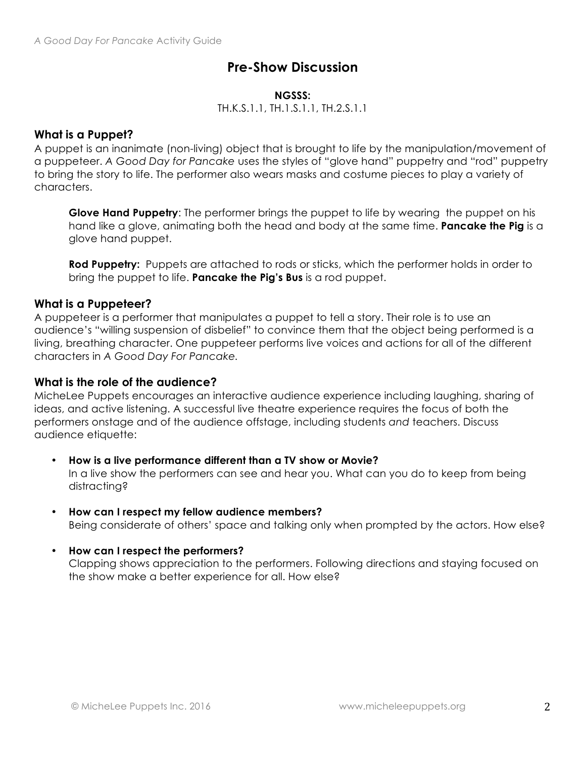## Pre-Show Discussion

**NGSSS:**
TH.K.S.1.1, TH.1.S.1.1, TH.2.S.1.1

### What is a Puppet?

A puppet is an inanimate (non-living) object that is brought to life by the manipulation/movement of a puppeteer. *A Good Day for Pancake* uses the styles of "glove hand" puppetry and "rod" puppetry to bring the story to life. The performer also wears masks and costume pieces to play a variety of characters.

> **Glove Hand Puppetry**: The performer brings the puppet to life by wearing the puppet on his hand like a glove, animating both the head and body at the same time. **Pancake the Pig** is a glove hand puppet.
>
> **Rod Puppetry:** Puppets are attached to rods or sticks, which the performer holds in order to bring the puppet to life. **Pancake the Pig's Bus** is a rod puppet.

### What is a Puppeteer?

A puppeteer is a performer that manipulates a puppet to tell a story. Their role is to use an audience's "willing suspension of disbelief" to convince them that the object being performed is a living, breathing character. One puppeteer performs live voices and actions for all of the different characters in *A Good Day For Pancake*.

### What is the role of the audience?

MicheLee Puppets encourages an interactive audience experience including laughing, sharing of ideas, and active listening. A successful live theatre experience requires the focus of both the performers onstage and of the audience offstage, including students *and* teachers. Discuss audience etiquette:

- **How is a live performance different than a TV show or Movie?**
  In a live show the performers can see and hear you. What can you do to keep from being distracting?

- **How can I respect my fellow audience members?**
  Being considerate of others' space and talking only when prompted by the actors. How else?

- **How can I respect the performers?**
  Clapping shows appreciation to the performers. Following directions and staying focused on the show make a better experience for all. How else?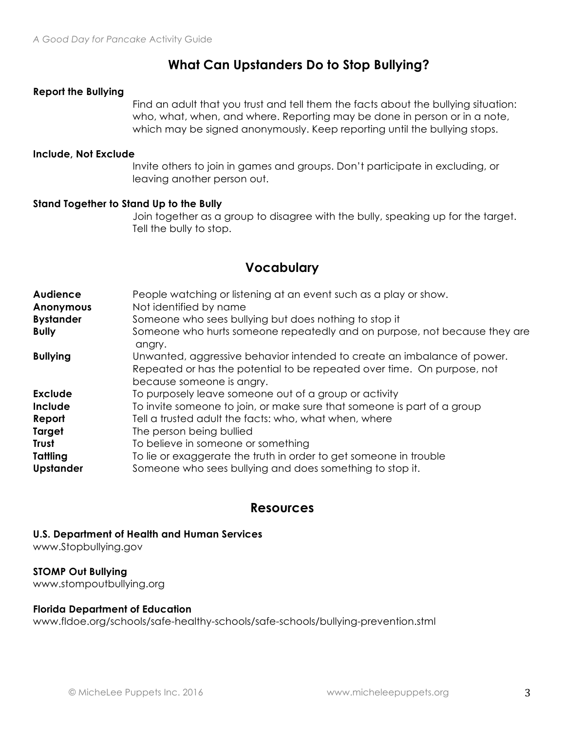## What Can Upstanders Do to Stop Bullying?

**Report the Bullying**

Find an adult that you trust and tell them the facts about the bullying situation: who, what, when, and where. Reporting may be done in person or in a note, which may be signed anonymously. Keep reporting until the bullying stops.

**Include, Not Exclude**

Invite others to join in games and groups. Don't participate in excluding, or leaving another person out.

**Stand Together to Stand Up to the Bully**

Join together as a group to disagree with the bully, speaking up for the target. Tell the bully to stop.

## Vocabulary

| | |
|---|---|
| **Audience** | People watching or listening at an event such as a play or show. |
| **Anonymous** | Not identified by name |
| **Bystander** | Someone who sees bullying but does nothing to stop it |
| **Bully** | Someone who hurts someone repeatedly and on purpose, not because they are angry. |
| **Bullying** | Unwanted, aggressive behavior intended to create an imbalance of power. Repeated or has the potential to be repeated over time. On purpose, not because someone is angry. |
| **Exclude** | To purposely leave someone out of a group or activity |
| **Include** | To invite someone to join, or make sure that someone is part of a group |
| **Report** | Tell a trusted adult the facts: who, what when, where |
| **Target** | The person being bullied |
| **Trust** | To believe in someone or something |
| **Tattling** | To lie or exaggerate the truth in order to get someone in trouble |
| **Upstander** | Someone who sees bullying and does something to stop it. |

## Resources

**U.S. Department of Health and Human Services**
www.Stopbullying.gov

**STOMP Out Bullying**
www.stompoutbullying.org

**Florida Department of Education**
www.fldoe.org/schools/safe-healthy-schools/safe-schools/bullying-prevention.stml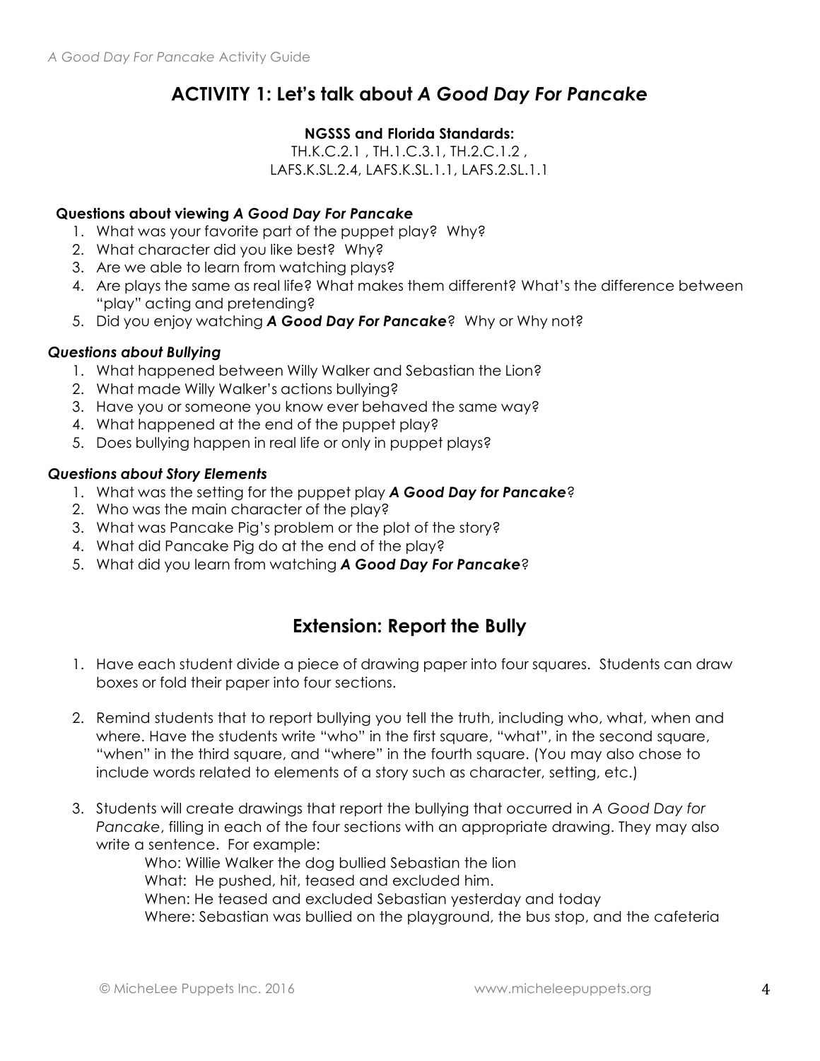## ACTIVITY 1: Let's talk about *A Good Day For Pancake*

**NGSSS and Florida Standards:**
TH.K.C.2.1 , TH.1.C.3.1, TH.2.C.1.2 ,
LAFS.K.SL.2.4, LAFS.K.SL.1.1, LAFS.2.SL.1.1

**Questions about viewing *A Good Day For Pancake***

1. What was your favorite part of the puppet play? Why?
2. What character did you like best? Why?
3. Are we able to learn from watching plays?
4. Are plays the same as real life? What makes them different? What's the difference between "play" acting and pretending?
5. Did you enjoy watching ***A Good Day For Pancake***? Why or Why not?

***Questions about Bullying***

1. What happened between Willy Walker and Sebastian the Lion?
2. What made Willy Walker's actions bullying?
3. Have you or someone you know ever behaved the same way?
4. What happened at the end of the puppet play?
5. Does bullying happen in real life or only in puppet plays?

***Questions about Story Elements***

1. What was the setting for the puppet play ***A Good Day for Pancake***?
2. Who was the main character of the play?
3. What was Pancake Pig's problem or the plot of the story?
4. What did Pancake Pig do at the end of the play?
5. What did you learn from watching ***A Good Day For Pancake***?

## Extension: Report the Bully

1. Have each student divide a piece of drawing paper into four squares. Students can draw boxes or fold their paper into four sections.

2. Remind students that to report bullying you tell the truth, including who, what, when and where. Have the students write "who" in the first square, "what", in the second square, "when" in the third square, and "where" in the fourth square. (You may also chose to include words related to elements of a story such as character, setting, etc.)

3. Students will create drawings that report the bullying that occurred in *A Good Day for Pancake*, filling in each of the four sections with an appropriate drawing. They may also write a sentence. For example:

   Who: Willie Walker the dog bullied Sebastian the lion
   What: He pushed, hit, teased and excluded him.
   When: He teased and excluded Sebastian yesterday and today
   Where: Sebastian was bullied on the playground, the bus stop, and the cafeteria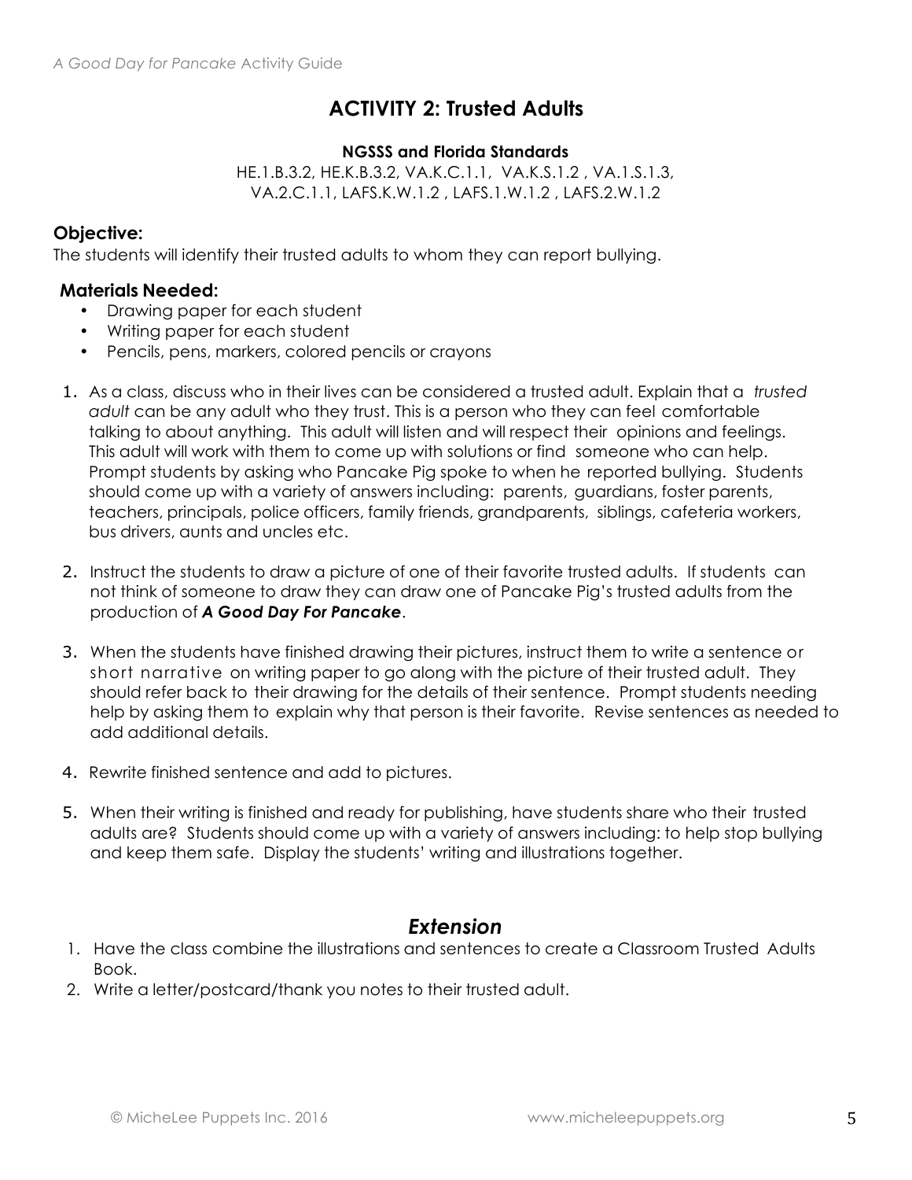## ACTIVITY 2: Trusted Adults

**NGSSS and Florida Standards**

HE.1.B.3.2, HE.K.B.3.2, VA.K.C.1.1, VA.K.S.1.2 , VA.1.S.1.3, VA.2.C.1.1, LAFS.K.W.1.2 , LAFS.1.W.1.2 , LAFS.2.W.1.2

**Objective:**

The students will identify their trusted adults to whom they can report bullying.

**Materials Needed:**

- Drawing paper for each student
- Writing paper for each student
- Pencils, pens, markers, colored pencils or crayons

1. As a class, discuss who in their lives can be considered a trusted adult. Explain that a *trusted adult* can be any adult who they trust. This is a person who they can feel comfortable talking to about anything. This adult will listen and will respect their opinions and feelings. This adult will work with them to come up with solutions or find someone who can help. Prompt students by asking who Pancake Pig spoke to when he reported bullying. Students should come up with a variety of answers including: parents, guardians, foster parents, teachers, principals, police officers, family friends, grandparents, siblings, cafeteria workers, bus drivers, aunts and uncles etc.
2. Instruct the students to draw a picture of one of their favorite trusted adults. If students can not think of someone to draw they can draw one of Pancake Pig's trusted adults from the production of ***A Good Day For Pancake***.
3. When the students have finished drawing their pictures, instruct them to write a sentence or short narrative on writing paper to go along with the picture of their trusted adult. They should refer back to their drawing for the details of their sentence. Prompt students needing help by asking them to explain why that person is their favorite. Revise sentences as needed to add additional details.
4. Rewrite finished sentence and add to pictures.
5. When their writing is finished and ready for publishing, have students share who their trusted adults are? Students should come up with a variety of answers including: to help stop bullying and keep them safe. Display the students' writing and illustrations together.

### *Extension*

1. Have the class combine the illustrations and sentences to create a Classroom Trusted Adults Book.
2. Write a letter/postcard/thank you notes to their trusted adult.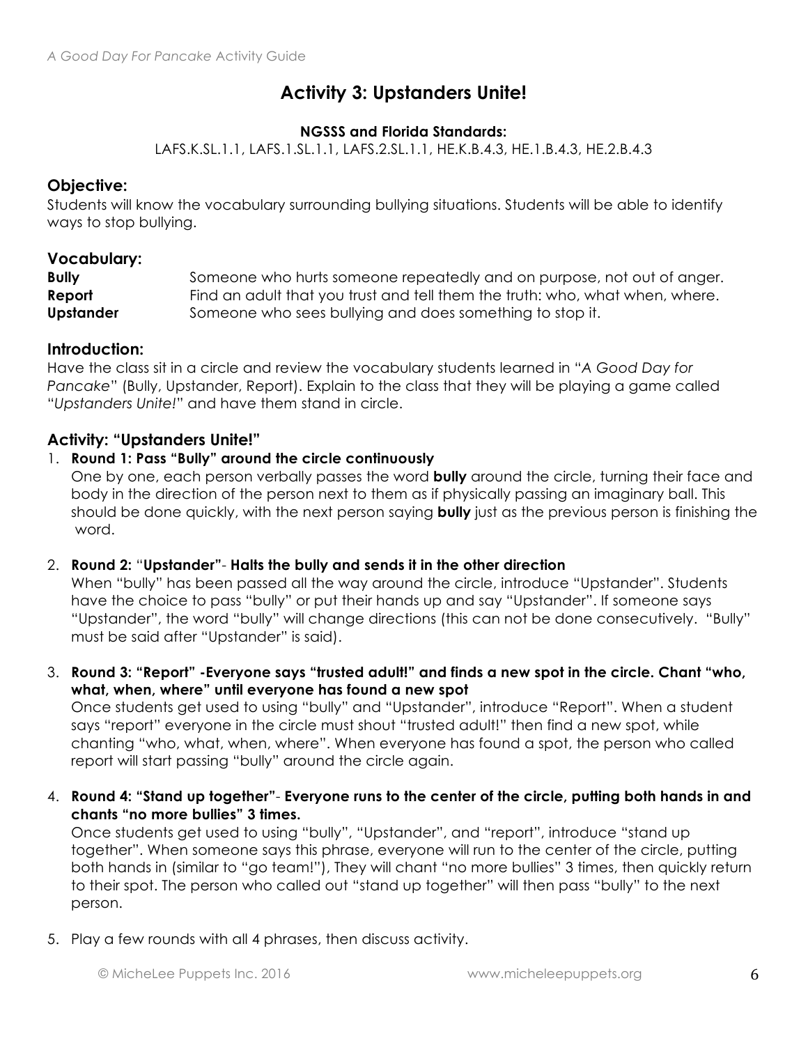# Activity 3: Upstanders Unite!

**NGSSS and Florida Standards:**

LAFS.K.SL.1.1, LAFS.1.SL.1.1, LAFS.2.SL.1.1, HE.K.B.4.3, HE.1.B.4.3, HE.2.B.4.3

## Objective:

Students will know the vocabulary surrounding bullying situations. Students will be able to identify ways to stop bullying.

## Vocabulary:

| | |
|---|---|
| **Bully** | Someone who hurts someone repeatedly and on purpose, not out of anger. |
| **Report** | Find an adult that you trust and tell them the truth: who, what when, where. |
| **Upstander** | Someone who sees bullying and does something to stop it. |

## Introduction:

Have the class sit in a circle and review the vocabulary students learned in "*A Good Day for Pancake*" (Bully, Upstander, Report). Explain to the class that they will be playing a game called "*Upstanders Unite!*" and have them stand in circle.

## Activity: "Upstanders Unite!"

1. **Round 1: Pass "Bully" around the circle continuously**
   One by one, each person verbally passes the word **bully** around the circle, turning their face and body in the direction of the person next to them as if physically passing an imaginary ball. This should be done quickly, with the next person saying **bully** just as the previous person is finishing the word.

2. **Round 2: "Upstander"- Halts the bully and sends it in the other direction**
   When "bully" has been passed all the way around the circle, introduce "Upstander". Students have the choice to pass "bully" or put their hands up and say "Upstander". If someone says "Upstander", the word "bully" will change directions (this can not be done consecutively. "Bully" must be said after "Upstander" is said).

3. **Round 3: "Report" -Everyone says "trusted adult!" and finds a new spot in the circle. Chant "who, what, when, where" until everyone has found a new spot**
   Once students get used to using "bully" and "Upstander", introduce "Report". When a student says "report" everyone in the circle must shout "trusted adult!" then find a new spot, while chanting "who, what, when, where". When everyone has found a spot, the person who called report will start passing "bully" around the circle again.

4. **Round 4: "Stand up together"- Everyone runs to the center of the circle, putting both hands in and chants "no more bullies" 3 times.**
   Once students get used to using "bully", "Upstander", and "report", introduce "stand up together". When someone says this phrase, everyone will run to the center of the circle, putting both hands in (similar to "go team!"), They will chant "no more bullies" 3 times, then quickly return to their spot. The person who called out "stand up together" will then pass "bully" to the next person.

5. Play a few rounds with all 4 phrases, then discuss activity.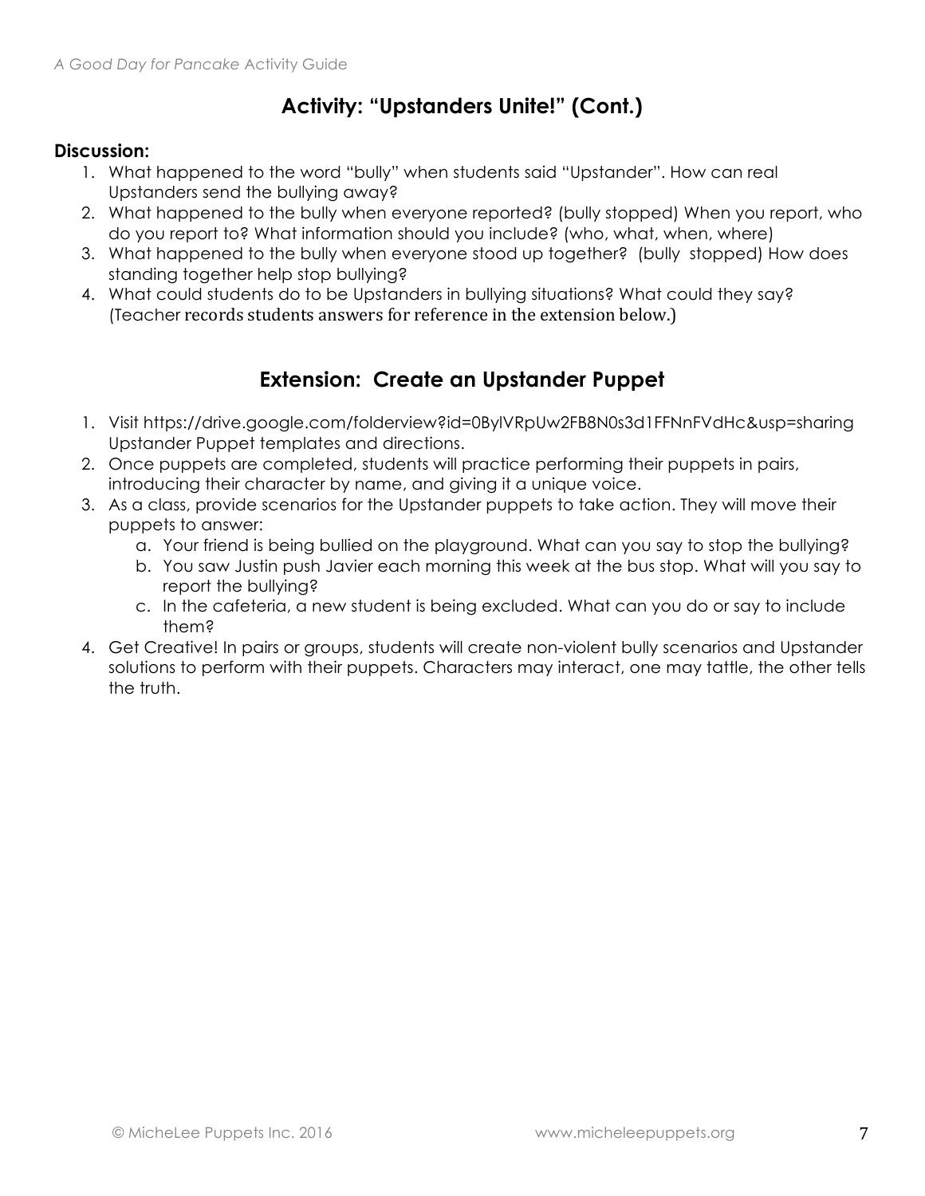## Activity: "Upstanders Unite!" (Cont.)

**Discussion:**

1. What happened to the word "bully" when students said "Upstander". How can real Upstanders send the bullying away?
2. What happened to the bully when everyone reported? (bully stopped) When you report, who do you report to? What information should you include? (who, what, when, where)
3. What happened to the bully when everyone stood up together? (bully stopped) How does standing together help stop bullying?
4. What could students do to be Upstanders in bullying situations? What could they say? (Teacher records students answers for reference in the extension below.)

## Extension: Create an Upstander Puppet

1. Visit https://drive.google.com/folderview?id=0BylVRpUw2FB8N0s3d1FFNnFVdHc&usp=sharing Upstander Puppet templates and directions.
2. Once puppets are completed, students will practice performing their puppets in pairs, introducing their character by name, and giving it a unique voice.
3. As a class, provide scenarios for the Upstander puppets to take action. They will move their puppets to answer:
   a. Your friend is being bullied on the playground. What can you say to stop the bullying?
   b. You saw Justin push Javier each morning this week at the bus stop. What will you say to report the bullying?
   c. In the cafeteria, a new student is being excluded. What can you do or say to include them?
4. Get Creative! In pairs or groups, students will create non-violent bully scenarios and Upstander solutions to perform with their puppets. Characters may interact, one may tattle, the other tells the truth.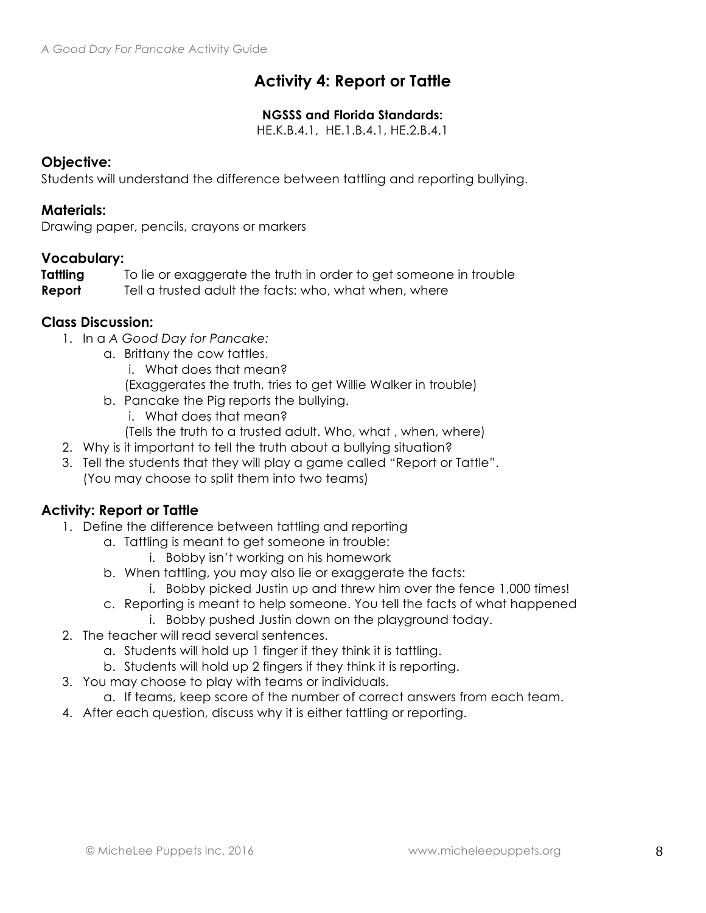## Activity 4: Report or Tattle

**NGSSS and Florida Standards:**
HE.K.B.4.1, HE.1.B.4.1, HE.2.B.4.1

### Objective:

Students will understand the difference between tattling and reporting bullying.

### Materials:

Drawing paper, pencils, crayons or markers

### Vocabulary:

**Tattling** To lie or exaggerate the truth in order to get someone in trouble
**Report** Tell a trusted adult the facts: who, what when, where

### Class Discussion:

1. In a *A Good Day for Pancake:*
    a. Brittany the cow tattles.
        i. What does that mean?
        (Exaggerates the truth, tries to get Willie Walker in trouble)
    b. Pancake the Pig reports the bullying.
        i. What does that mean?
        (Tells the truth to a trusted adult. Who, what , when, where)
2. Why is it important to tell the truth about a bullying situation?
3. Tell the students that they will play a game called "Report or Tattle".
   (You may choose to split them into two teams)

### Activity: Report or Tattle

1. Define the difference between tattling and reporting
    a. Tattling is meant to get someone in trouble:
        i. Bobby isn't working on his homework
    b. When tattling, you may also lie or exaggerate the facts:
        i. Bobby picked Justin up and threw him over the fence 1,000 times!
    c. Reporting is meant to help someone. You tell the facts of what happened
        i. Bobby pushed Justin down on the playground today.
2. The teacher will read several sentences.
    a. Students will hold up 1 finger if they think it is tattling.
    b. Students will hold up 2 fingers if they think it is reporting.
3. You may choose to play with teams or individuals.
    a. If teams, keep score of the number of correct answers from each team.
4. After each question, discuss why it is either tattling or reporting.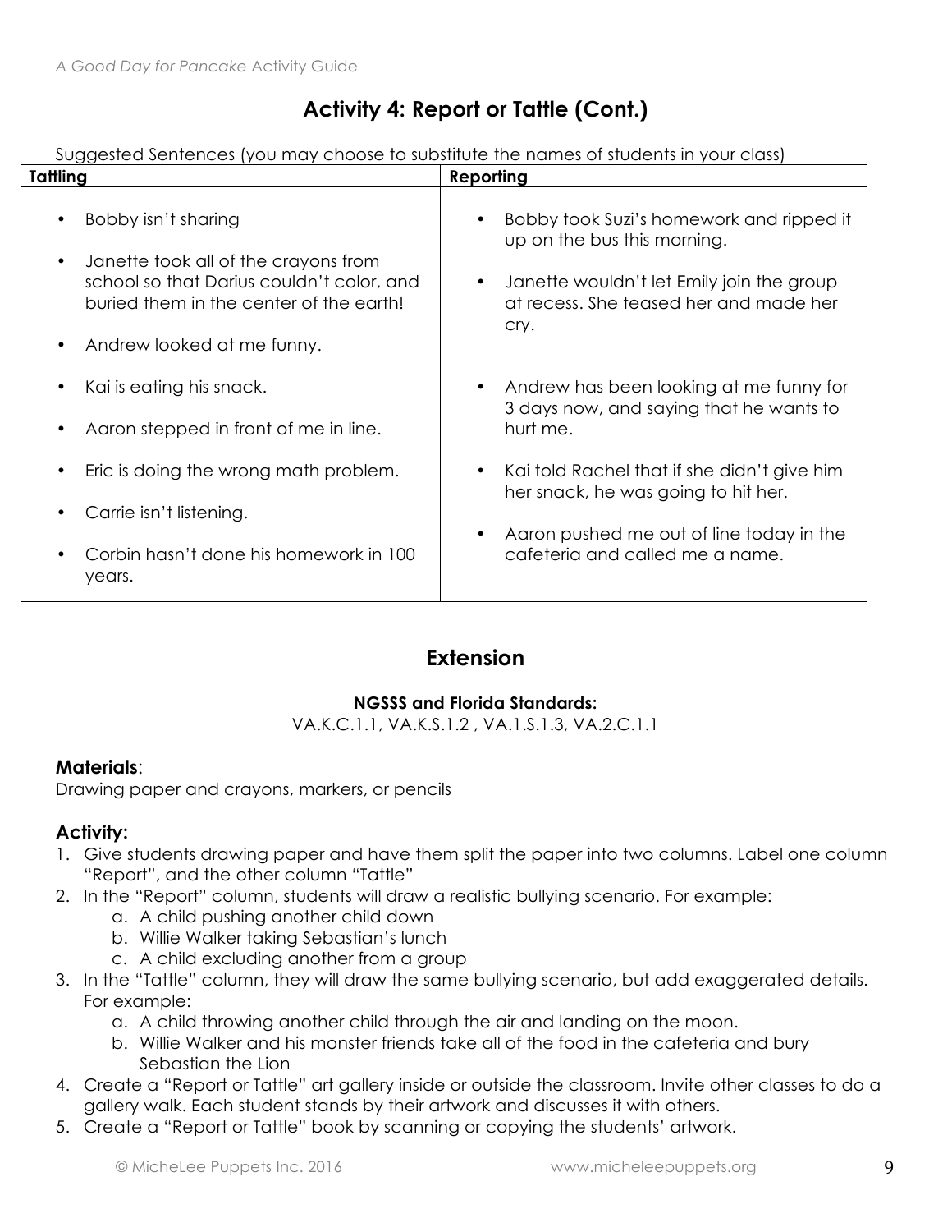## Activity 4: Report or Tattle (Cont.)

Suggested Sentences (you may choose to substitute the names of students in your class)

| Tattling | Reporting |
|---|---|
| • Bobby isn't sharing | • Bobby took Suzi's homework and ripped it up on the bus this morning. |
| • Janette took all of the crayons from school so that Darius couldn't color, and buried them in the center of the earth! | • Janette wouldn't let Emily join the group at recess. She teased her and made her cry. |
| • Andrew looked at me funny. | • Andrew has been looking at me funny for 3 days now, and saying that he wants to hurt me. |
| • Kai is eating his snack. | • Kai told Rachel that if she didn't give him her snack, he was going to hit her. |
| • Aaron stepped in front of me in line. | • Aaron pushed me out of line today in the cafeteria and called me a name. |
| • Eric is doing the wrong math problem. | |
| • Carrie isn't listening. | |
| • Corbin hasn't done his homework in 100 years. | |

## Extension

**NGSSS and Florida Standards:**

VA.K.C.1.1, VA.K.S.1.2 , VA.1.S.1.3, VA.2.C.1.1

### Materials:

Drawing paper and crayons, markers, or pencils

### Activity:

1. Give students drawing paper and have them split the paper into two columns. Label one column "Report", and the other column "Tattle"
2. In the "Report" column, students will draw a realistic bullying scenario. For example:
   a. A child pushing another child down
   b. Willie Walker taking Sebastian's lunch
   c. A child excluding another from a group
3. In the "Tattle" column, they will draw the same bullying scenario, but add exaggerated details. For example:
   a. A child throwing another child through the air and landing on the moon.
   b. Willie Walker and his monster friends take all of the food in the cafeteria and bury Sebastian the Lion
4. Create a "Report or Tattle" art gallery inside or outside the classroom. Invite other classes to do a gallery walk. Each student stands by their artwork and discusses it with others.
5. Create a "Report or Tattle" book by scanning or copying the students' artwork.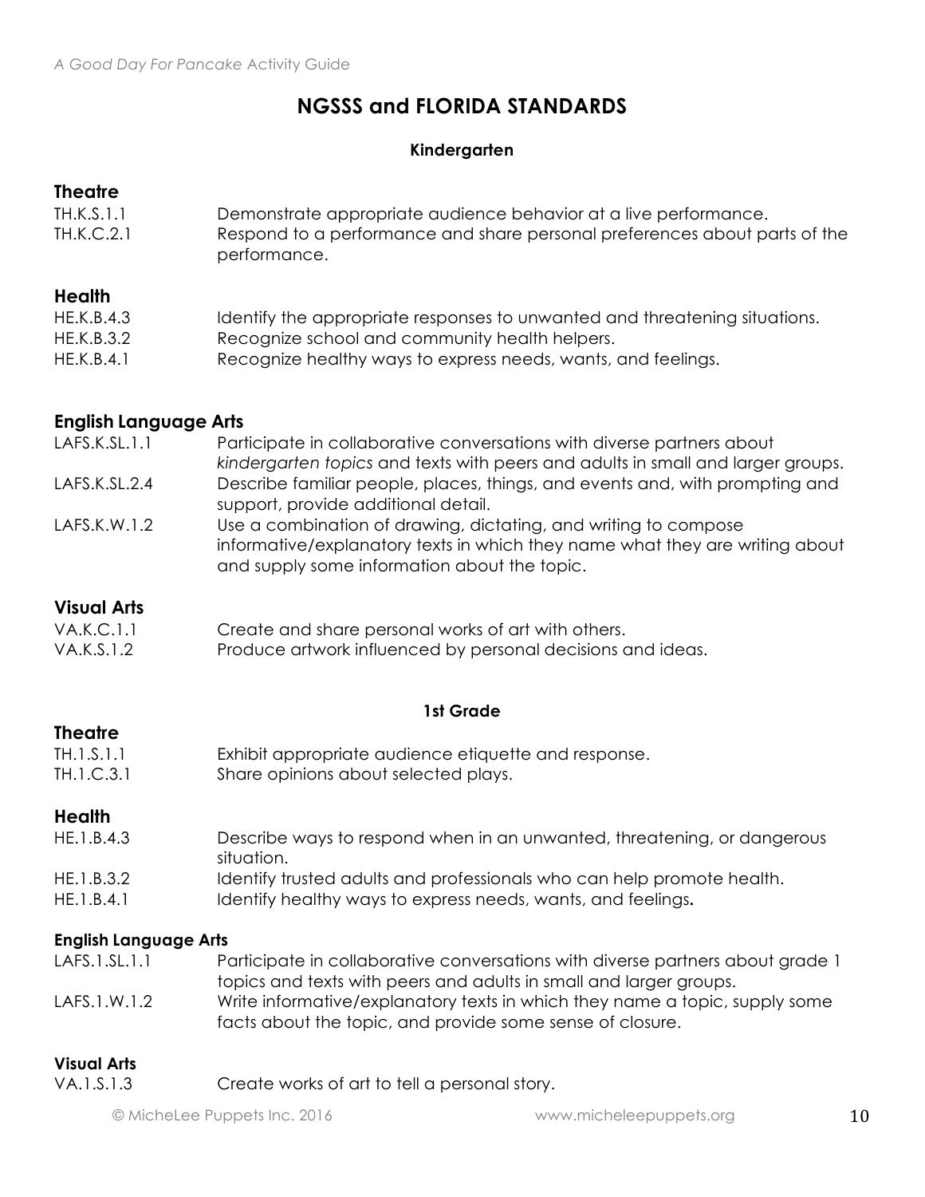# NGSSS and FLORIDA STANDARDS

### Kindergarten

**Theatre**

| | |
|---|---|
| TH.K.S.1.1 | Demonstrate appropriate audience behavior at a live performance. |
| TH.K.C.2.1 | Respond to a performance and share personal preferences about parts of the performance. |

**Health**

| | |
|---|---|
| HE.K.B.4.3 | Identify the appropriate responses to unwanted and threatening situations. |
| HE.K.B.3.2 | Recognize school and community health helpers. |
| HE.K.B.4.1 | Recognize healthy ways to express needs, wants, and feelings. |

**English Language Arts**

| | |
|---|---|
| LAFS.K.SL.1.1 | Participate in collaborative conversations with diverse partners about *kindergarten topics* and texts with peers and adults in small and larger groups. |
| LAFS.K.SL.2.4 | Describe familiar people, places, things, and events and, with prompting and support, provide additional detail. |
| LAFS.K.W.1.2 | Use a combination of drawing, dictating, and writing to compose informative/explanatory texts in which they name what they are writing about and supply some information about the topic. |

**Visual Arts**

| | |
|---|---|
| VA.K.C.1.1 | Create and share personal works of art with others. |
| VA.K.S.1.2 | Produce artwork influenced by personal decisions and ideas. |

### 1st Grade

**Theatre**

| | |
|---|---|
| TH.1.S.1.1 | Exhibit appropriate audience etiquette and response. |
| TH.1.C.3.1 | Share opinions about selected plays. |

**Health**

| | |
|---|---|
| HE.1.B.4.3 | Describe ways to respond when in an unwanted, threatening, or dangerous situation. |
| HE.1.B.3.2 | Identify trusted adults and professionals who can help promote health. |
| HE.1.B.4.1 | Identify healthy ways to express needs, wants, and feelings**.** |

**English Language Arts**

| | |
|---|---|
| LAFS.1.SL.1.1 | Participate in collaborative conversations with diverse partners about grade 1 topics and texts with peers and adults in small and larger groups. |
| LAFS.1.W.1.2 | Write informative/explanatory texts in which they name a topic, supply some facts about the topic, and provide some sense of closure. |

**Visual Arts**

| | |
|---|---|
| VA.1.S.1.3 | Create works of art to tell a personal story. |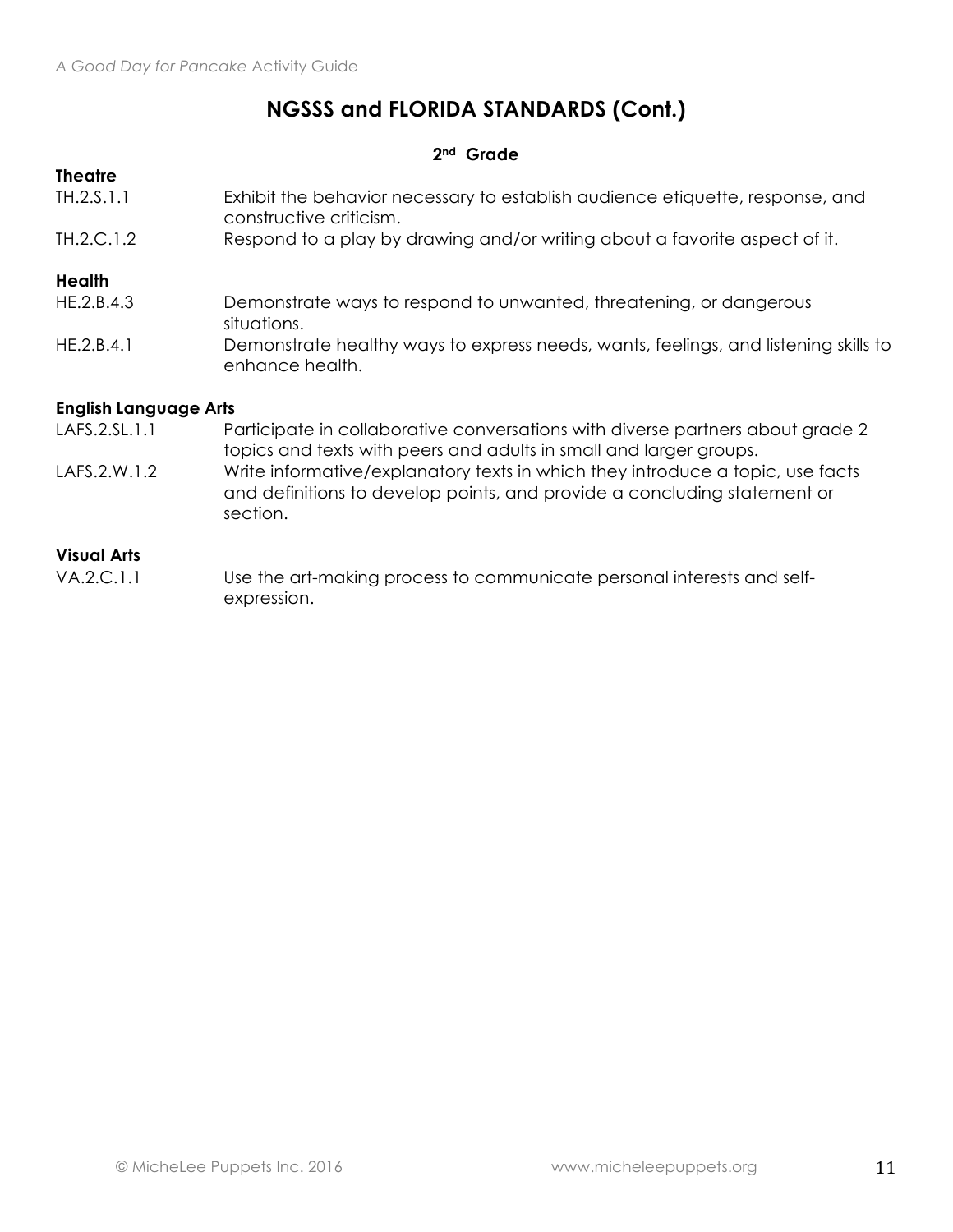## NGSSS and FLORIDA STANDARDS (Cont.)

### 2nd Grade

**Theatre**

| | |
|---|---|
| TH.2.S.1.1 | Exhibit the behavior necessary to establish audience etiquette, response, and constructive criticism. |
| TH.2.C.1.2 | Respond to a play by drawing and/or writing about a favorite aspect of it. |

**Health**

| | |
|---|---|
| HE.2.B.4.3 | Demonstrate ways to respond to unwanted, threatening, or dangerous situations. |
| HE.2.B.4.1 | Demonstrate healthy ways to express needs, wants, feelings, and listening skills to enhance health. |

**English Language Arts**

| | |
|---|---|
| LAFS.2.SL.1.1 | Participate in collaborative conversations with diverse partners about grade 2 topics and texts with peers and adults in small and larger groups. |
| LAFS.2.W.1.2 | Write informative/explanatory texts in which they introduce a topic, use facts and definitions to develop points, and provide a concluding statement or section. |

**Visual Arts**

| | |
|---|---|
| VA.2.C.1.1 | Use the art-making process to communicate personal interests and self-expression. |